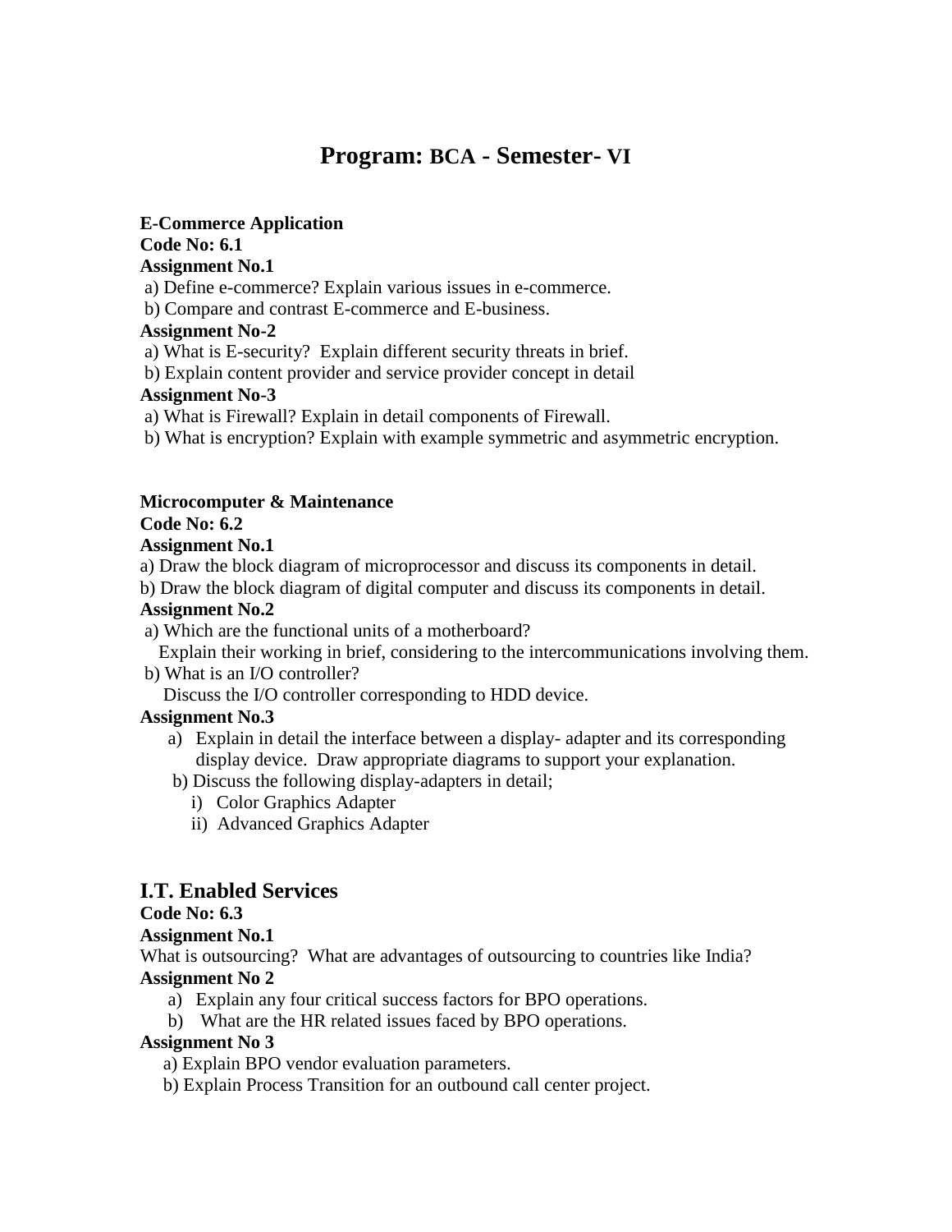# Program: BCA - Semester- VI

**E-Commerce Application**
**Code No: 6.1**
**Assignment No.1**

a) Define e-commerce? Explain various issues in e-commerce.
b) Compare and contrast E-commerce and E-business.

**Assignment No-2**

a) What is E-security? Explain different security threats in brief.
b) Explain content provider and service provider concept in detail

**Assignment No-3**

a) What is Firewall? Explain in detail components of Firewall.
b) What is encryption? Explain with example symmetric and asymmetric encryption.

**Microcomputer & Maintenance**
**Code No: 6.2**
**Assignment No.1**

a) Draw the block diagram of microprocessor and discuss its components in detail.
b) Draw the block diagram of digital computer and discuss its components in detail.

**Assignment No.2**

a) Which are the functional units of a motherboard?
Explain their working in brief, considering to the intercommunications involving them.
b) What is an I/O controller?
Discuss the I/O controller corresponding to HDD device.

**Assignment No.3**

a) Explain in detail the interface between a display- adapter and its corresponding display device. Draw appropriate diagrams to support your explanation.
b) Discuss the following display-adapters in detail;
   i) Color Graphics Adapter
   ii) Advanced Graphics Adapter

## I.T. Enabled Services

**Code No: 6.3**
**Assignment No.1**

What is outsourcing? What are advantages of outsourcing to countries like India?

**Assignment No 2**

a) Explain any four critical success factors for BPO operations.
b) What are the HR related issues faced by BPO operations.

**Assignment No 3**

a) Explain BPO vendor evaluation parameters.
b) Explain Process Transition for an outbound call center project.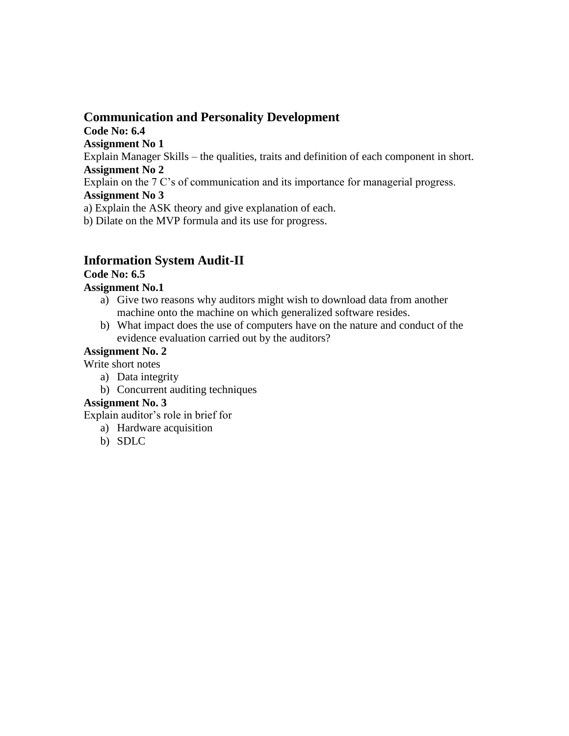## Communication and Personality Development

**Code No: 6.4**

**Assignment No 1**

Explain Manager Skills – the qualities, traits and definition of each component in short.

**Assignment No 2**

Explain on the 7 C's of communication and its importance for managerial progress.

**Assignment No 3**

a) Explain the ASK theory and give explanation of each.

b) Dilate on the MVP formula and its use for progress.

## Information System Audit-II

**Code No: 6.5**

**Assignment No.1**

a) Give two reasons why auditors might wish to download data from another machine onto the machine on which generalized software resides.
b) What impact does the use of computers have on the nature and conduct of the evidence evaluation carried out by the auditors?

**Assignment No. 2**

Write short notes

a) Data integrity
b) Concurrent auditing techniques

**Assignment No. 3**

Explain auditor's role in brief for

a) Hardware acquisition
b) SDLC